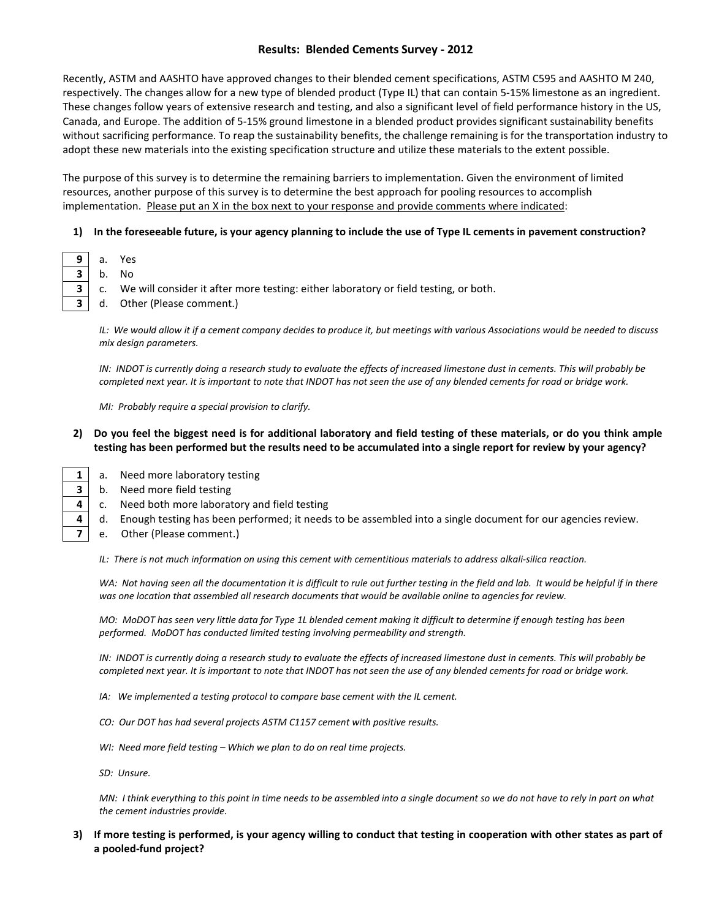## Results: Blended Cements Survey - 2012

Recently, ASTM and AASHTO have approved changes to their blended cement specifications, ASTM C595 and AASHTO M 240, respectively. The changes allow for a new type of blended product (Type IL) that can contain 5-15% limestone as an ingredient. These changes follow years of extensive research and testing, and also a significant level of field performance history in the US, Canada, and Europe. The addition of 5-15% ground limestone in a blended product provides significant sustainability benefits without sacrificing performance. To reap the sustainability benefits, the challenge remaining is for the transportation industry to adopt these new materials into the existing specification structure and utilize these materials to the extent possible.

The purpose of this survey is to determine the remaining barriers to implementation. Given the environment of limited resources, another purpose of this survey is to determine the best approach for pooling resources to accomplish implementation. Please put an X in the box next to your response and provide comments where indicated:

**1) In the foreseeable future, is your agency planning to include the use of Type IL cements in pavement construction?**

| | |
|---|---|
| 9 | a. Yes |
| 3 | b. No |
| 3 | c. We will consider it after more testing: either laboratory or field testing, or both. |
| 3 | d. Other (Please comment.) |

*IL: We would allow it if a cement company decides to produce it, but meetings with various Associations would be needed to discuss mix design parameters.*

*IN: INDOT is currently doing a research study to evaluate the effects of increased limestone dust in cements. This will probably be completed next year. It is important to note that INDOT has not seen the use of any blended cements for road or bridge work.*

*MI: Probably require a special provision to clarify.*

**2) Do you feel the biggest need is for additional laboratory and field testing of these materials, or do you think ample testing has been performed but the results need to be accumulated into a single report for review by your agency?**

| | |
|---|---|
| 1 | a. Need more laboratory testing |
| 3 | b. Need more field testing |
| 4 | c. Need both more laboratory and field testing |
| 4 | d. Enough testing has been performed; it needs to be assembled into a single document for our agencies review. |
| 7 | e. Other (Please comment.) |

*IL: There is not much information on using this cement with cementitious materials to address alkali-silica reaction.*

*WA: Not having seen all the documentation it is difficult to rule out further testing in the field and lab. It would be helpful if in there was one location that assembled all research documents that would be available online to agencies for review.*

*MO: MoDOT has seen very little data for Type 1L blended cement making it difficult to determine if enough testing has been performed. MoDOT has conducted limited testing involving permeability and strength.*

*IN: INDOT is currently doing a research study to evaluate the effects of increased limestone dust in cements. This will probably be completed next year. It is important to note that INDOT has not seen the use of any blended cements for road or bridge work.*

*IA: We implemented a testing protocol to compare base cement with the IL cement.*

*CO: Our DOT has had several projects ASTM C1157 cement with positive results.*

*WI: Need more field testing – Which we plan to do on real time projects.*

*SD: Unsure.*

*MN: I think everything to this point in time needs to be assembled into a single document so we do not have to rely in part on what the cement industries provide.*

**3) If more testing is performed, is your agency willing to conduct that testing in cooperation with other states as part of a pooled-fund project?**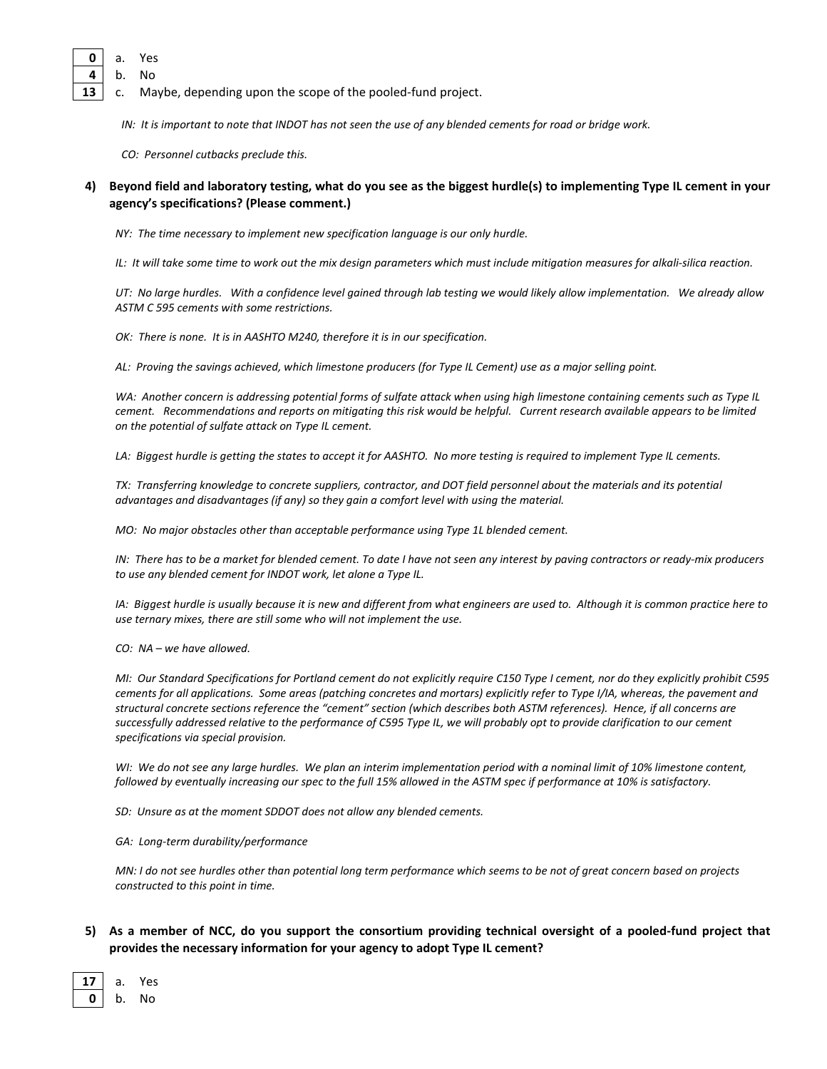| | | |
|---|---|---|
| **0** | a. | Yes |
| **4** | b. | No |
| **13** | c. | Maybe, depending upon the scope of the pooled-fund project. |

*IN: It is important to note that INDOT has not seen the use of any blended cements for road or bridge work.*

*CO: Personnel cutbacks preclude this.*

**4) Beyond field and laboratory testing, what do you see as the biggest hurdle(s) to implementing Type IL cement in your agency's specifications? (Please comment.)**

*NY: The time necessary to implement new specification language is our only hurdle.*

*IL: It will take some time to work out the mix design parameters which must include mitigation measures for alkali-silica reaction.*

*UT: No large hurdles. With a confidence level gained through lab testing we would likely allow implementation. We already allow ASTM C 595 cements with some restrictions.*

*OK: There is none. It is in AASHTO M240, therefore it is in our specification.*

*AL: Proving the savings achieved, which limestone producers (for Type IL Cement) use as a major selling point.*

*WA: Another concern is addressing potential forms of sulfate attack when using high limestone containing cements such as Type IL cement. Recommendations and reports on mitigating this risk would be helpful. Current research available appears to be limited on the potential of sulfate attack on Type IL cement.*

*LA: Biggest hurdle is getting the states to accept it for AASHTO. No more testing is required to implement Type IL cements.*

*TX: Transferring knowledge to concrete suppliers, contractor, and DOT field personnel about the materials and its potential advantages and disadvantages (if any) so they gain a comfort level with using the material.*

*MO: No major obstacles other than acceptable performance using Type 1L blended cement.*

*IN: There has to be a market for blended cement. To date I have not seen any interest by paving contractors or ready-mix producers to use any blended cement for INDOT work, let alone a Type IL.*

*IA: Biggest hurdle is usually because it is new and different from what engineers are used to. Although it is common practice here to use ternary mixes, there are still some who will not implement the use.*

*CO: NA – we have allowed.*

*MI: Our Standard Specifications for Portland cement do not explicitly require C150 Type I cement, nor do they explicitly prohibit C595 cements for all applications. Some areas (patching concretes and mortars) explicitly refer to Type I/IA, whereas, the pavement and structural concrete sections reference the "cement" section (which describes both ASTM references). Hence, if all concerns are successfully addressed relative to the performance of C595 Type IL, we will probably opt to provide clarification to our cement specifications via special provision.*

*WI: We do not see any large hurdles. We plan an interim implementation period with a nominal limit of 10% limestone content, followed by eventually increasing our spec to the full 15% allowed in the ASTM spec if performance at 10% is satisfactory.*

*SD: Unsure as at the moment SDDOT does not allow any blended cements.*

*GA: Long-term durability/performance*

*MN: I do not see hurdles other than potential long term performance which seems to be not of great concern based on projects constructed to this point in time.*

**5) As a member of NCC, do you support the consortium providing technical oversight of a pooled-fund project that provides the necessary information for your agency to adopt Type IL cement?**

| | | |
|---|---|---|
| **17** | a. | Yes |
| **0** | b. | No |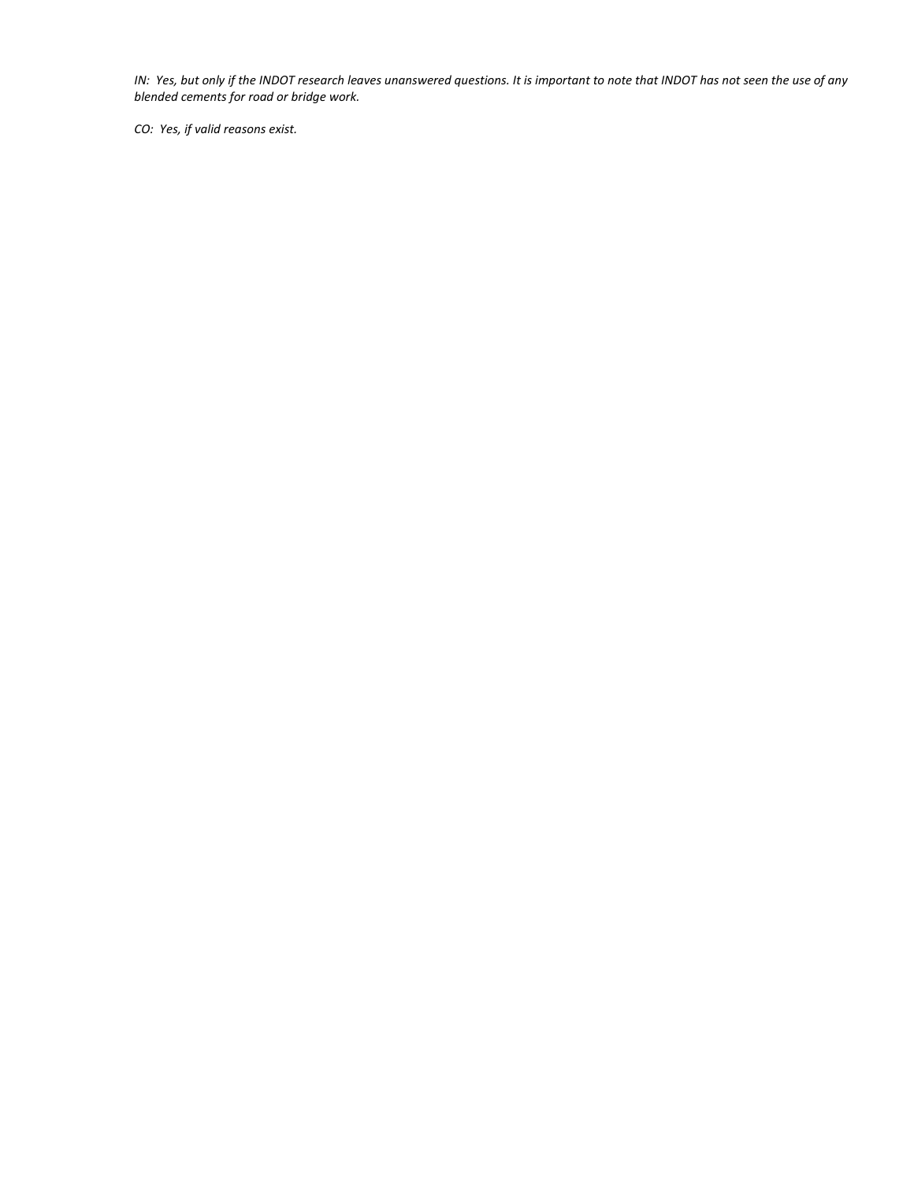*IN: Yes, but only if the INDOT research leaves unanswered questions. It is important to note that INDOT has not seen the use of any blended cements for road or bridge work.*

*CO: Yes, if valid reasons exist.*